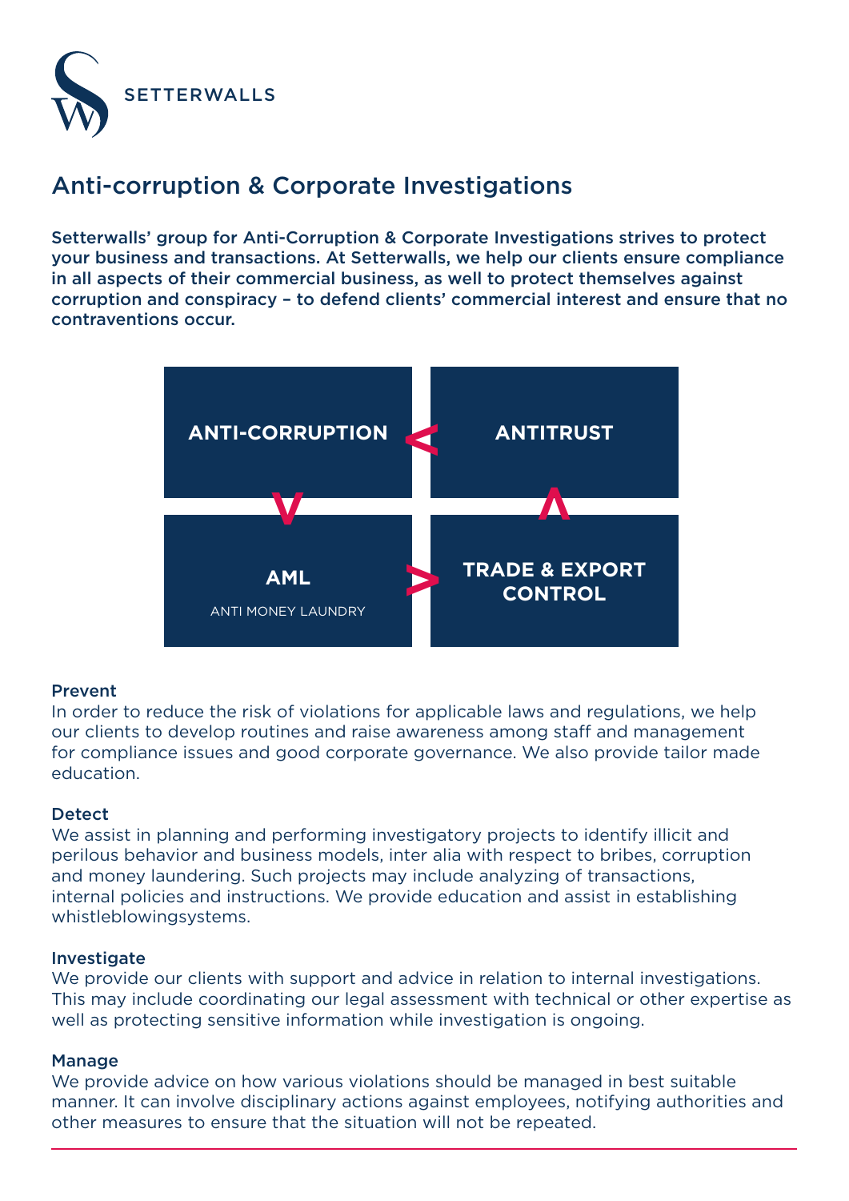SETTERWALLS

# Anti-corruption & Corporate Investigations

**Setterwalls' group for Anti-Corruption & Corporate Investigations strives to protect your business and transactions. At Setterwalls, we help our clients ensure compliance in all aspects of their commercial business, as well to protect themselves against corruption and conspiracy – to defend clients' commercial interest and ensure that no contraventions occur.**

- **ANTI-CORRUPTION**
- **ANTITRUST**
- **AML** – ANTI MONEY LAUNDRY
- **TRADE & EXPORT CONTROL**

### Prevent

In order to reduce the risk of violations for applicable laws and regulations, we help our clients to develop routines and raise awareness among staff and management for compliance issues and good corporate governance. We also provide tailor made education.

### Detect

We assist in planning and performing investigatory projects to identify illicit and perilous behavior and business models, inter alia with respect to bribes, corruption and money laundering. Such projects may include analyzing of transactions, internal policies and instructions. We provide education and assist in establishing whistleblowingsystems.

### Investigate

We provide our clients with support and advice in relation to internal investigations. This may include coordinating our legal assessment with technical or other expertise as well as protecting sensitive information while investigation is ongoing.

### Manage

We provide advice on how various violations should be managed in best suitable manner. It can involve disciplinary actions against employees, notifying authorities and other measures to ensure that the situation will not be repeated.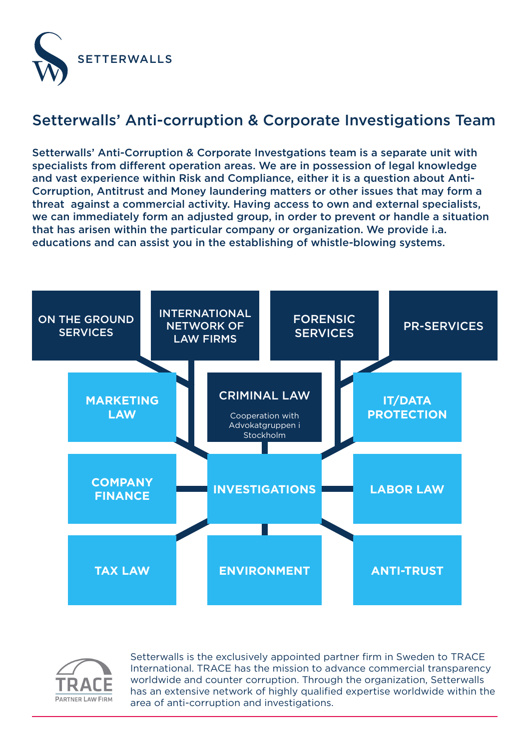SETTERWALLS

## Setterwalls' Anti-corruption & Corporate Investigations Team

**Setterwalls' Anti-Corruption & Corporate Investgations team is a separate unit with specialists from different operation areas. We are in possession of legal knowledge and vast experience within Risk and Compliance, either it is a question about Anti-Corruption, Antitrust and Money laundering matters or other issues that may form a threat against a commercial activity. Having access to own and external specialists, we can immediately form an adjusted group, in order to prevent or handle a situation that has arisen within the particular company or organization. We provide i.a. educations and can assist you in the establishing of whistle-blowing systems.**

ON THE GROUND SERVICES

INTERNATIONAL NETWORK OF LAW FIRMS

FORENSIC SERVICES

PR-SERVICES

MARKETING LAW

CRIMINAL LAW

Cooperation with Advokatgruppen i Stockholm

IT/DATA PROTECTION

COMPANY FINANCE

INVESTIGATIONS

LABOR LAW

TAX LAW

ENVIRONMENT

ANTI-TRUST

TRACE

PARTNER LAW FIRM

Setterwalls is the exclusively appointed partner firm in Sweden to TRACE International. TRACE has the mission to advance commercial transparency worldwide and counter corruption. Through the organization, Setterwalls has an extensive network of highly qualified expertise worldwide within the area of anti-corruption and investigations.